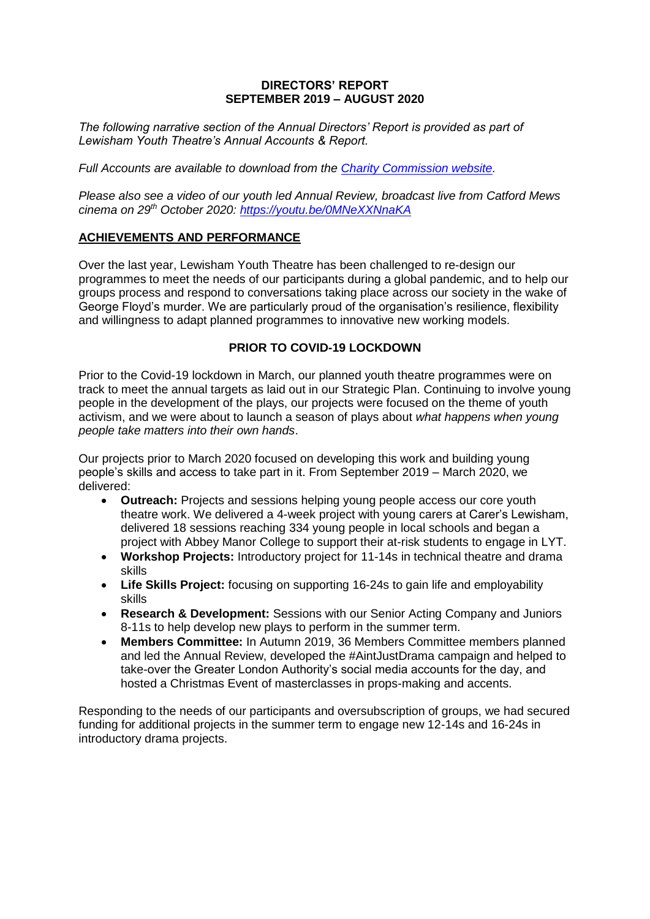# DIRECTORS' REPORT
## SEPTEMBER 2019 – AUGUST 2020

*The following narrative section of the Annual Directors' Report is provided as part of Lewisham Youth Theatre's Annual Accounts & Report.*

*Full Accounts are available to download from the [Charity Commission website](Charity Commission website).*

*Please also see a video of our youth led Annual Review, broadcast live from Catford Mews cinema on 29th October 2020: [https://youtu.be/0MNeXXNnaKA](https://youtu.be/0MNeXXNnaKA)*

## ACHIEVEMENTS AND PERFORMANCE

Over the last year, Lewisham Youth Theatre has been challenged to re-design our programmes to meet the needs of our participants during a global pandemic, and to help our groups process and respond to conversations taking place across our society in the wake of George Floyd's murder. We are particularly proud of the organisation's resilience, flexibility and willingness to adapt planned programmes to innovative new working models.

### PRIOR TO COVID-19 LOCKDOWN

Prior to the Covid-19 lockdown in March, our planned youth theatre programmes were on track to meet the annual targets as laid out in our Strategic Plan. Continuing to involve young people in the development of the plays, our projects were focused on the theme of youth activism, and we were about to launch a season of plays about *what happens when young people take matters into their own hands*.

Our projects prior to March 2020 focused on developing this work and building young people's skills and access to take part in it. From September 2019 – March 2020, we delivered:

- **Outreach:** Projects and sessions helping young people access our core youth theatre work. We delivered a 4-week project with young carers at Carer's Lewisham, delivered 18 sessions reaching 334 young people in local schools and began a project with Abbey Manor College to support their at-risk students to engage in LYT.
- **Workshop Projects:** Introductory project for 11-14s in technical theatre and drama skills
- **Life Skills Project:** focusing on supporting 16-24s to gain life and employability skills
- **Research & Development:** Sessions with our Senior Acting Company and Juniors 8-11s to help develop new plays to perform in the summer term.
- **Members Committee:** In Autumn 2019, 36 Members Committee members planned and led the Annual Review, developed the #AintJustDrama campaign and helped to take-over the Greater London Authority's social media accounts for the day, and hosted a Christmas Event of masterclasses in props-making and accents.

Responding to the needs of our participants and oversubscription of groups, we had secured funding for additional projects in the summer term to engage new 12-14s and 16-24s in introductory drama projects.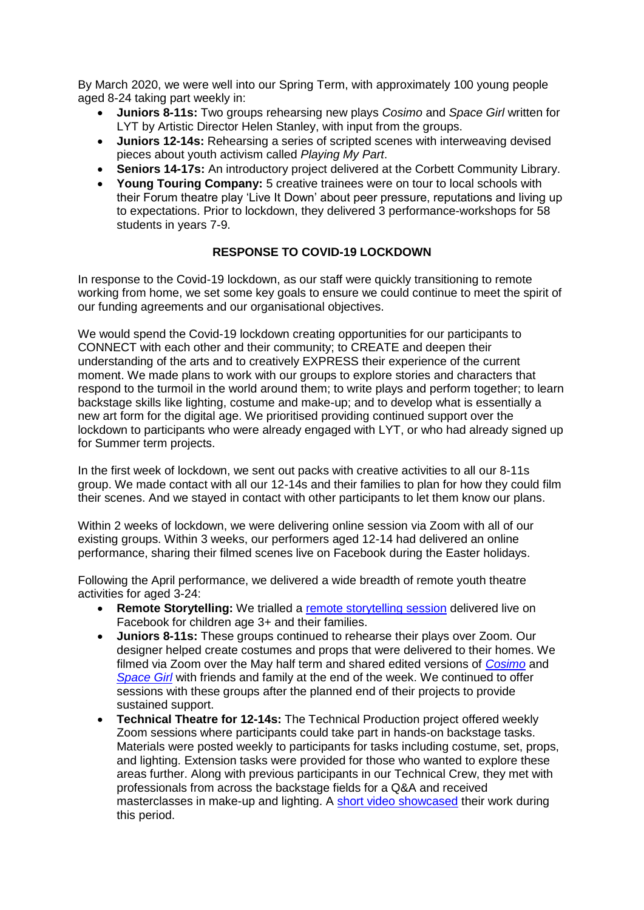By March 2020, we were well into our Spring Term, with approximately 100 young people aged 8-24 taking part weekly in:

- **Juniors 8-11s:** Two groups rehearsing new plays *Cosimo* and *Space Girl* written for LYT by Artistic Director Helen Stanley, with input from the groups.
- **Juniors 12-14s:** Rehearsing a series of scripted scenes with interweaving devised pieces about youth activism called *Playing My Part*.
- **Seniors 14-17s:** An introductory project delivered at the Corbett Community Library.
- **Young Touring Company:** 5 creative trainees were on tour to local schools with their Forum theatre play 'Live It Down' about peer pressure, reputations and living up to expectations. Prior to lockdown, they delivered 3 performance-workshops for 58 students in years 7-9.

## RESPONSE TO COVID-19 LOCKDOWN

In response to the Covid-19 lockdown, as our staff were quickly transitioning to remote working from home, we set some key goals to ensure we could continue to meet the spirit of our funding agreements and our organisational objectives.

We would spend the Covid-19 lockdown creating opportunities for our participants to CONNECT with each other and their community; to CREATE and deepen their understanding of the arts and to creatively EXPRESS their experience of the current moment. We made plans to work with our groups to explore stories and characters that respond to the turmoil in the world around them; to write plays and perform together; to learn backstage skills like lighting, costume and make-up; and to develop what is essentially a new art form for the digital age. We prioritised providing continued support over the lockdown to participants who were already engaged with LYT, or who had already signed up for Summer term projects.

In the first week of lockdown, we sent out packs with creative activities to all our 8-11s group. We made contact with all our 12-14s and their families to plan for how they could film their scenes. And we stayed in contact with other participants to let them know our plans.

Within 2 weeks of lockdown, we were delivering online session via Zoom with all of our existing groups. Within 3 weeks, our performers aged 12-14 had delivered an online performance, sharing their filmed scenes live on Facebook during the Easter holidays.

Following the April performance, we delivered a wide breadth of remote youth theatre activities for aged 3-24:

- **Remote Storytelling:** We trialled a remote storytelling session delivered live on Facebook for children age 3+ and their families.
- **Juniors 8-11s:** These groups continued to rehearse their plays over Zoom. Our designer helped create costumes and props that were delivered to their homes. We filmed via Zoom over the May half term and shared edited versions of *Cosimo* and *Space Girl* with friends and family at the end of the week. We continued to offer sessions with these groups after the planned end of their projects to provide sustained support.
- **Technical Theatre for 12-14s:** The Technical Production project offered weekly Zoom sessions where participants could take part in hands-on backstage tasks. Materials were posted weekly to participants for tasks including costume, set, props, and lighting. Extension tasks were provided for those who wanted to explore these areas further. Along with previous participants in our Technical Crew, they met with professionals from across the backstage fields for a Q&A and received masterclasses in make-up and lighting. A short video showcased their work during this period.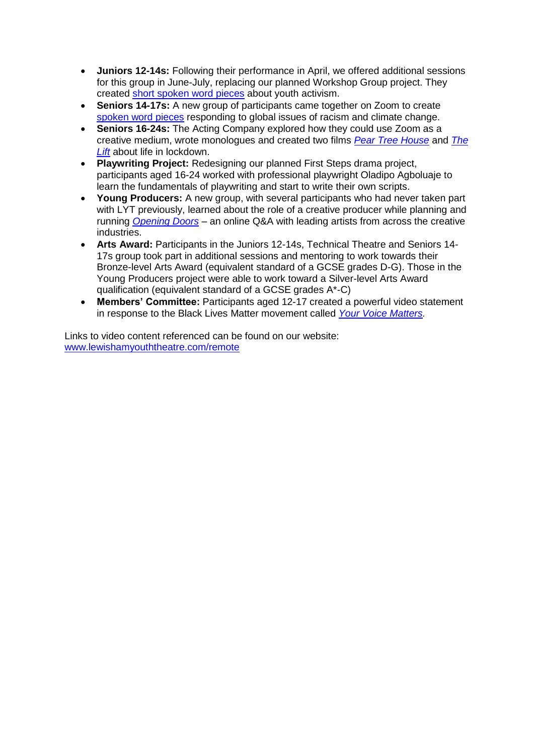- **Juniors 12-14s:** Following their performance in April, we offered additional sessions for this group in June-July, replacing our planned Workshop Group project. They created short spoken word pieces about youth activism.
- **Seniors 14-17s:** A new group of participants came together on Zoom to create spoken word pieces responding to global issues of racism and climate change.
- **Seniors 16-24s:** The Acting Company explored how they could use Zoom as a creative medium, wrote monologues and created two films *Pear Tree House* and *The Lift* about life in lockdown.
- **Playwriting Project:** Redesigning our planned First Steps drama project, participants aged 16-24 worked with professional playwright Oladipo Agboluaje to learn the fundamentals of playwriting and start to write their own scripts.
- **Young Producers:** A new group, with several participants who had never taken part with LYT previously, learned about the role of a creative producer while planning and running *Opening Doors* – an online Q&A with leading artists from across the creative industries.
- **Arts Award:** Participants in the Juniors 12-14s, Technical Theatre and Seniors 14-17s group took part in additional sessions and mentoring to work towards their Bronze-level Arts Award (equivalent standard of a GCSE grades D-G). Those in the Young Producers project were able to work toward a Silver-level Arts Award qualification (equivalent standard of a GCSE grades A*-C)
- **Members' Committee:** Participants aged 12-17 created a powerful video statement in response to the Black Lives Matter movement called *Your Voice Matters*.

Links to video content referenced can be found on our website: www.lewishamyouththeatre.com/remote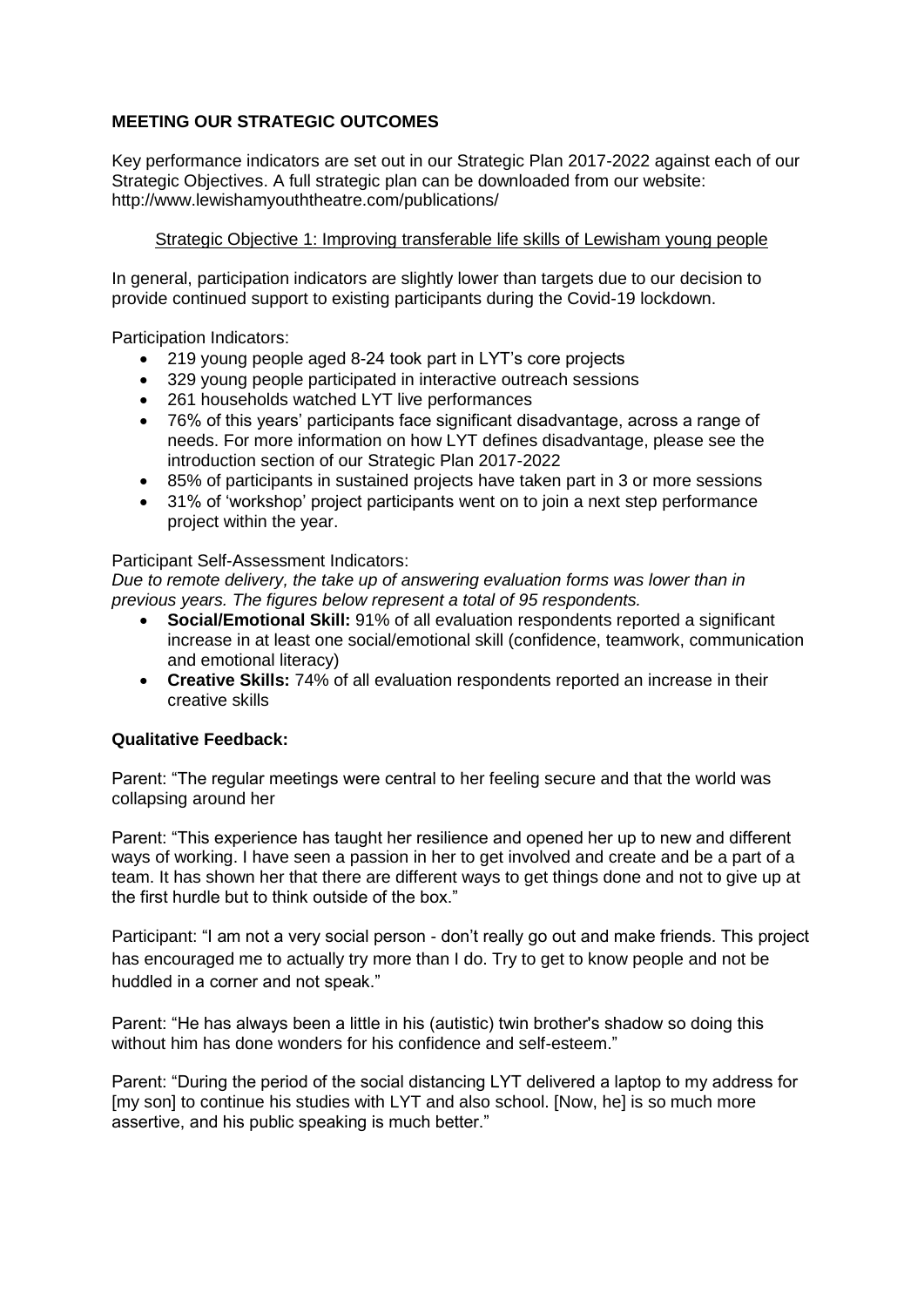## MEETING OUR STRATEGIC OUTCOMES

Key performance indicators are set out in our Strategic Plan 2017-2022 against each of our Strategic Objectives. A full strategic plan can be downloaded from our website: http://www.lewishamyouththeatre.com/publications/

### Strategic Objective 1: Improving transferable life skills of Lewisham young people

In general, participation indicators are slightly lower than targets due to our decision to provide continued support to existing participants during the Covid-19 lockdown.

Participation Indicators:

- 219 young people aged 8-24 took part in LYT's core projects
- 329 young people participated in interactive outreach sessions
- 261 households watched LYT live performances
- 76% of this years' participants face significant disadvantage, across a range of needs. For more information on how LYT defines disadvantage, please see the introduction section of our Strategic Plan 2017-2022
- 85% of participants in sustained projects have taken part in 3 or more sessions
- 31% of 'workshop' project participants went on to join a next step performance project within the year.

Participant Self-Assessment Indicators:

*Due to remote delivery, the take up of answering evaluation forms was lower than in previous years. The figures below represent a total of 95 respondents.*

- **Social/Emotional Skill:** 91% of all evaluation respondents reported a significant increase in at least one social/emotional skill (confidence, teamwork, communication and emotional literacy)
- **Creative Skills:** 74% of all evaluation respondents reported an increase in their creative skills

**Qualitative Feedback:**

Parent: "The regular meetings were central to her feeling secure and that the world was collapsing around her

Parent: "This experience has taught her resilience and opened her up to new and different ways of working. I have seen a passion in her to get involved and create and be a part of a team. It has shown her that there are different ways to get things done and not to give up at the first hurdle but to think outside of the box."

Participant: "I am not a very social person - don't really go out and make friends. This project has encouraged me to actually try more than I do. Try to get to know people and not be huddled in a corner and not speak."

Parent: "He has always been a little in his (autistic) twin brother's shadow so doing this without him has done wonders for his confidence and self-esteem."

Parent: "During the period of the social distancing LYT delivered a laptop to my address for [my son] to continue his studies with LYT and also school. [Now, he] is so much more assertive, and his public speaking is much better."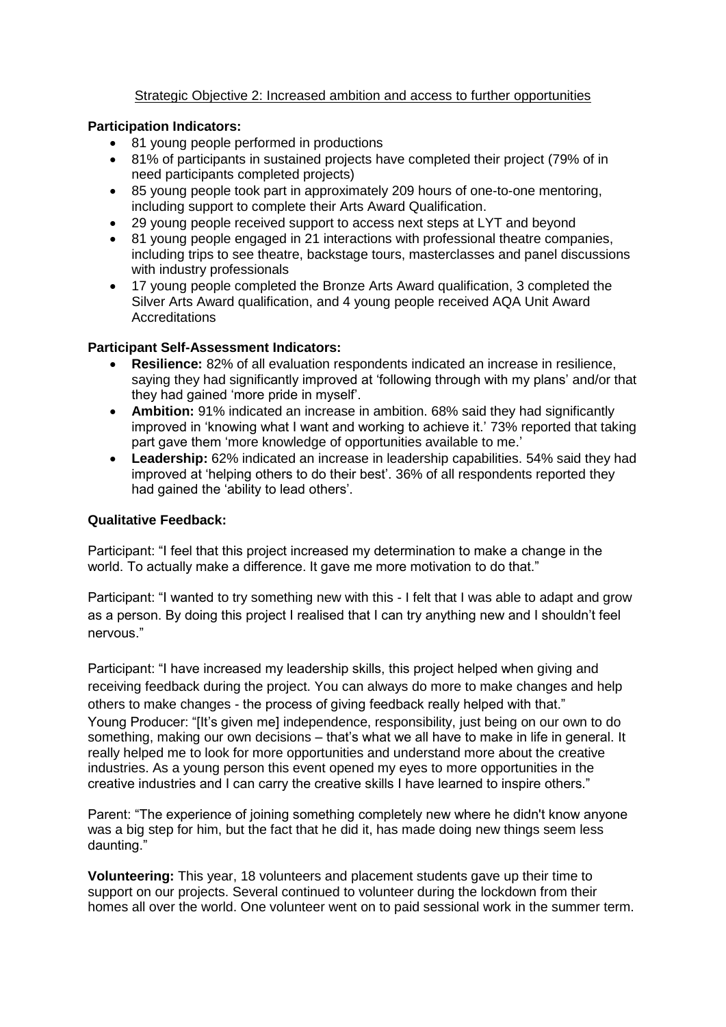## Strategic Objective 2: Increased ambition and access to further opportunities

**Participation Indicators:**

- 81 young people performed in productions
- 81% of participants in sustained projects have completed their project (79% of in need participants completed projects)
- 85 young people took part in approximately 209 hours of one-to-one mentoring, including support to complete their Arts Award Qualification.
- 29 young people received support to access next steps at LYT and beyond
- 81 young people engaged in 21 interactions with professional theatre companies, including trips to see theatre, backstage tours, masterclasses and panel discussions with industry professionals
- 17 young people completed the Bronze Arts Award qualification, 3 completed the Silver Arts Award qualification, and 4 young people received AQA Unit Award Accreditations

**Participant Self-Assessment Indicators:**

- **Resilience:** 82% of all evaluation respondents indicated an increase in resilience, saying they had significantly improved at 'following through with my plans' and/or that they had gained 'more pride in myself'.
- **Ambition:** 91% indicated an increase in ambition. 68% said they had significantly improved in 'knowing what I want and working to achieve it.' 73% reported that taking part gave them 'more knowledge of opportunities available to me.'
- **Leadership:** 62% indicated an increase in leadership capabilities. 54% said they had improved at 'helping others to do their best'. 36% of all respondents reported they had gained the 'ability to lead others'.

**Qualitative Feedback:**

Participant: "I feel that this project increased my determination to make a change in the world. To actually make a difference. It gave me more motivation to do that."

Participant: "I wanted to try something new with this - I felt that I was able to adapt and grow as a person. By doing this project I realised that I can try anything new and I shouldn't feel nervous."

Participant: "I have increased my leadership skills, this project helped when giving and receiving feedback during the project. You can always do more to make changes and help others to make changes - the process of giving feedback really helped with that."

Young Producer: "[It's given me] independence, responsibility, just being on our own to do something, making our own decisions – that's what we all have to make in life in general. It really helped me to look for more opportunities and understand more about the creative industries. As a young person this event opened my eyes to more opportunities in the creative industries and I can carry the creative skills I have learned to inspire others."

Parent: "The experience of joining something completely new where he didn't know anyone was a big step for him, but the fact that he did it, has made doing new things seem less daunting."

**Volunteering:** This year, 18 volunteers and placement students gave up their time to support on our projects. Several continued to volunteer during the lockdown from their homes all over the world. One volunteer went on to paid sessional work in the summer term.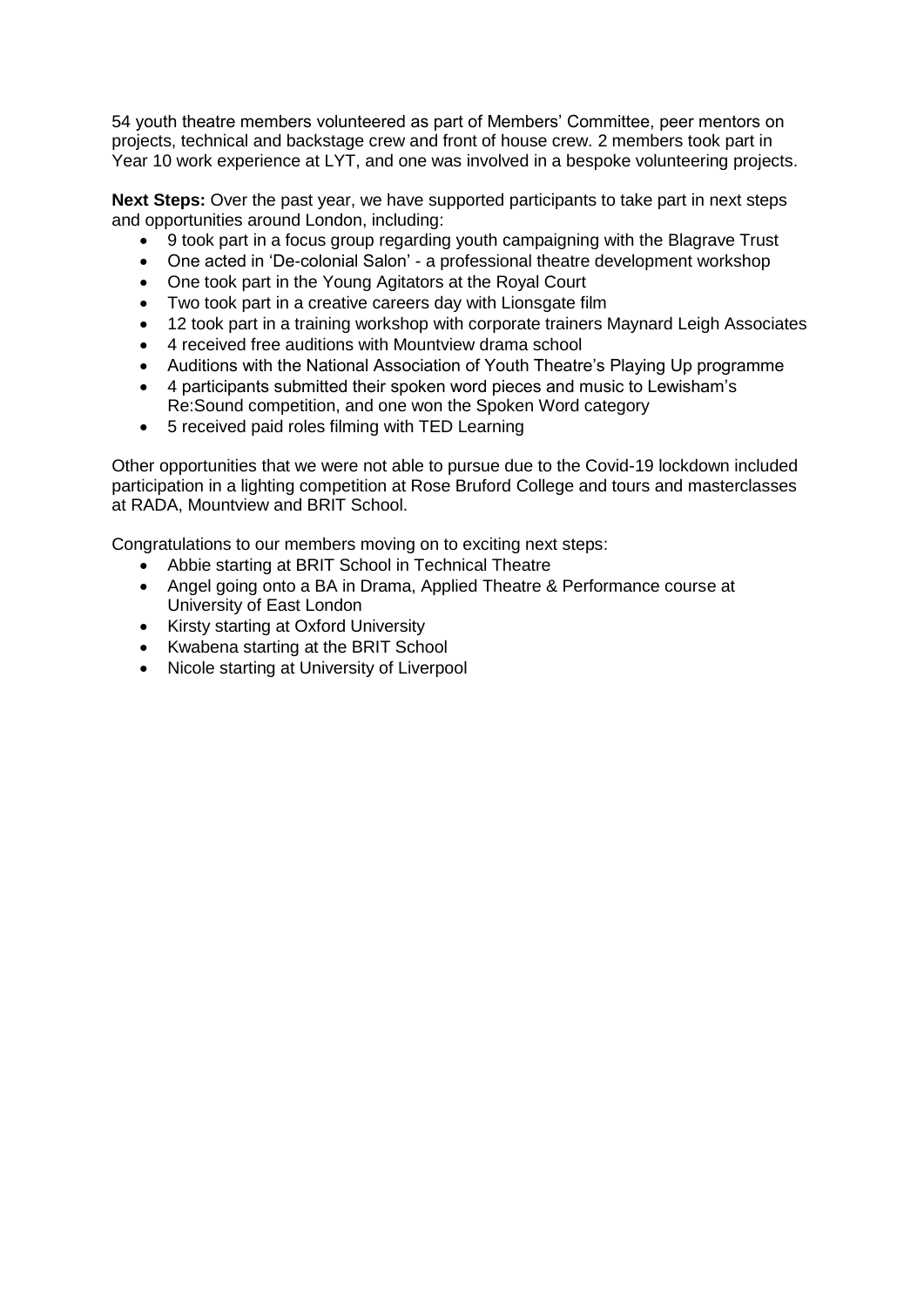54 youth theatre members volunteered as part of Members' Committee, peer mentors on projects, technical and backstage crew and front of house crew. 2 members took part in Year 10 work experience at LYT, and one was involved in a bespoke volunteering projects.

**Next Steps:** Over the past year, we have supported participants to take part in next steps and opportunities around London, including:

- 9 took part in a focus group regarding youth campaigning with the Blagrave Trust
- One acted in 'De-colonial Salon' - a professional theatre development workshop
- One took part in the Young Agitators at the Royal Court
- Two took part in a creative careers day with Lionsgate film
- 12 took part in a training workshop with corporate trainers Maynard Leigh Associates
- 4 received free auditions with Mountview drama school
- Auditions with the National Association of Youth Theatre's Playing Up programme
- 4 participants submitted their spoken word pieces and music to Lewisham's Re:Sound competition, and one won the Spoken Word category
- 5 received paid roles filming with TED Learning

Other opportunities that we were not able to pursue due to the Covid-19 lockdown included participation in a lighting competition at Rose Bruford College and tours and masterclasses at RADA, Mountview and BRIT School.

Congratulations to our members moving on to exciting next steps:

- Abbie starting at BRIT School in Technical Theatre
- Angel going onto a BA in Drama, Applied Theatre & Performance course at University of East London
- Kirsty starting at Oxford University
- Kwabena starting at the BRIT School
- Nicole starting at University of Liverpool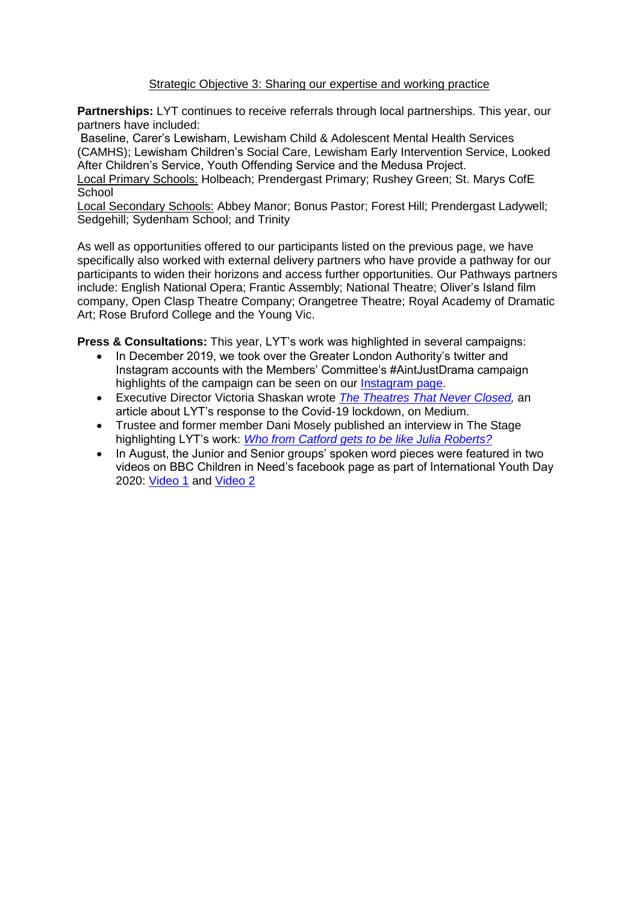## Strategic Objective 3: Sharing our expertise and working practice

**Partnerships:** LYT continues to receive referrals through local partnerships. This year, our partners have included:

Baseline, Carer's Lewisham, Lewisham Child & Adolescent Mental Health Services (CAMHS); Lewisham Children's Social Care, Lewisham Early Intervention Service, Looked After Children's Service, Youth Offending Service and the Medusa Project.

Local Primary Schools: Holbeach; Prendergast Primary; Rushey Green; St. Marys CofE School

Local Secondary Schools: Abbey Manor; Bonus Pastor; Forest Hill; Prendergast Ladywell; Sedgehill; Sydenham School; and Trinity

As well as opportunities offered to our participants listed on the previous page, we have specifically also worked with external delivery partners who have provide a pathway for our participants to widen their horizons and access further opportunities. Our Pathways partners include: English National Opera; Frantic Assembly; National Theatre; Oliver's Island film company, Open Clasp Theatre Company; Orangetree Theatre; Royal Academy of Dramatic Art; Rose Bruford College and the Young Vic.

**Press & Consultations:** This year, LYT's work was highlighted in several campaigns:

- In December 2019, we took over the Greater London Authority's twitter and Instagram accounts with the Members' Committee's #AintJustDrama campaign highlights of the campaign can be seen on our Instagram page.
- Executive Director Victoria Shaskan wrote *The Theatres That Never Closed,* an article about LYT's response to the Covid-19 lockdown, on Medium.
- Trustee and former member Dani Mosely published an interview in The Stage highlighting LYT's work: *Who from Catford gets to be like Julia Roberts?*
- In August, the Junior and Senior groups' spoken word pieces were featured in two videos on BBC Children in Need's facebook page as part of International Youth Day 2020: Video 1 and Video 2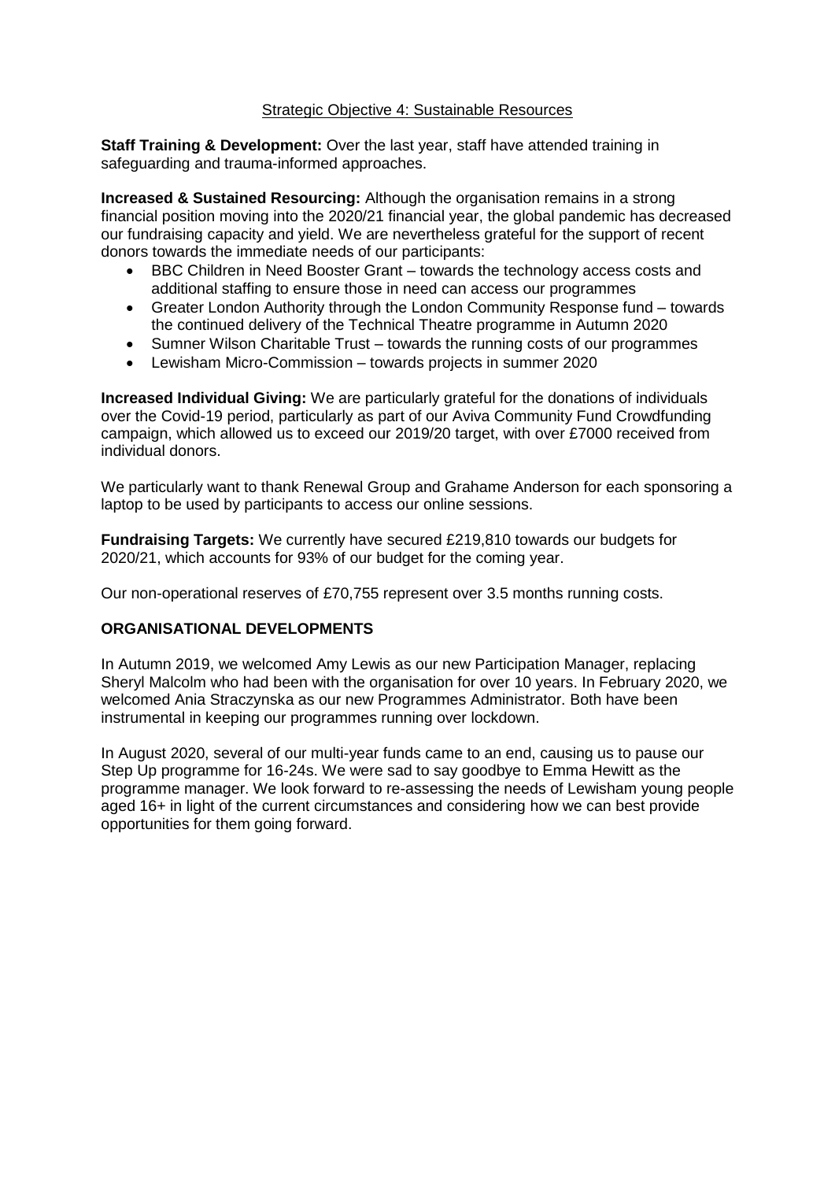## Strategic Objective 4: Sustainable Resources

**Staff Training & Development:** Over the last year, staff have attended training in safeguarding and trauma-informed approaches.

**Increased & Sustained Resourcing:** Although the organisation remains in a strong financial position moving into the 2020/21 financial year, the global pandemic has decreased our fundraising capacity and yield. We are nevertheless grateful for the support of recent donors towards the immediate needs of our participants:

- BBC Children in Need Booster Grant – towards the technology access costs and additional staffing to ensure those in need can access our programmes
- Greater London Authority through the London Community Response fund – towards the continued delivery of the Technical Theatre programme in Autumn 2020
- Sumner Wilson Charitable Trust – towards the running costs of our programmes
- Lewisham Micro-Commission – towards projects in summer 2020

**Increased Individual Giving:** We are particularly grateful for the donations of individuals over the Covid-19 period, particularly as part of our Aviva Community Fund Crowdfunding campaign, which allowed us to exceed our 2019/20 target, with over £7000 received from individual donors.

We particularly want to thank Renewal Group and Grahame Anderson for each sponsoring a laptop to be used by participants to access our online sessions.

**Fundraising Targets:** We currently have secured £219,810 towards our budgets for 2020/21, which accounts for 93% of our budget for the coming year.

Our non-operational reserves of £70,755 represent over 3.5 months running costs.

## ORGANISATIONAL DEVELOPMENTS

In Autumn 2019, we welcomed Amy Lewis as our new Participation Manager, replacing Sheryl Malcolm who had been with the organisation for over 10 years. In February 2020, we welcomed Ania Straczynska as our new Programmes Administrator. Both have been instrumental in keeping our programmes running over lockdown.

In August 2020, several of our multi-year funds came to an end, causing us to pause our Step Up programme for 16-24s. We were sad to say goodbye to Emma Hewitt as the programme manager. We look forward to re-assessing the needs of Lewisham young people aged 16+ in light of the current circumstances and considering how we can best provide opportunities for them going forward.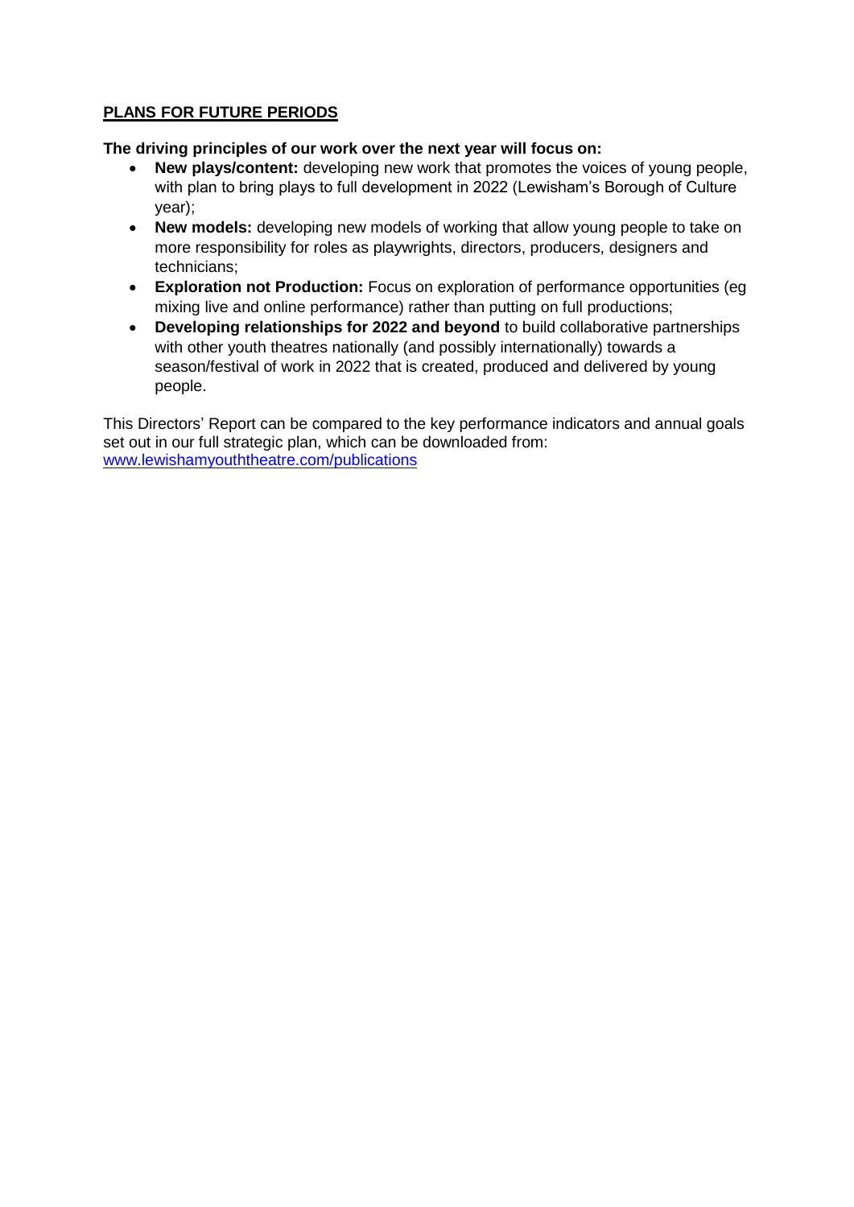## PLANS FOR FUTURE PERIODS

**The driving principles of our work over the next year will focus on:**

- **New plays/content:** developing new work that promotes the voices of young people, with plan to bring plays to full development in 2022 (Lewisham's Borough of Culture year);
- **New models:** developing new models of working that allow young people to take on more responsibility for roles as playwrights, directors, producers, designers and technicians;
- **Exploration not Production:** Focus on exploration of performance opportunities (eg mixing live and online performance) rather than putting on full productions;
- **Developing relationships for 2022 and beyond** to build collaborative partnerships with other youth theatres nationally (and possibly internationally) towards a season/festival of work in 2022 that is created, produced and delivered by young people.

This Directors' Report can be compared to the key performance indicators and annual goals set out in our full strategic plan, which can be downloaded from: [www.lewishamyouththeatre.com/publications](http://www.lewishamyouththeatre.com/publications)